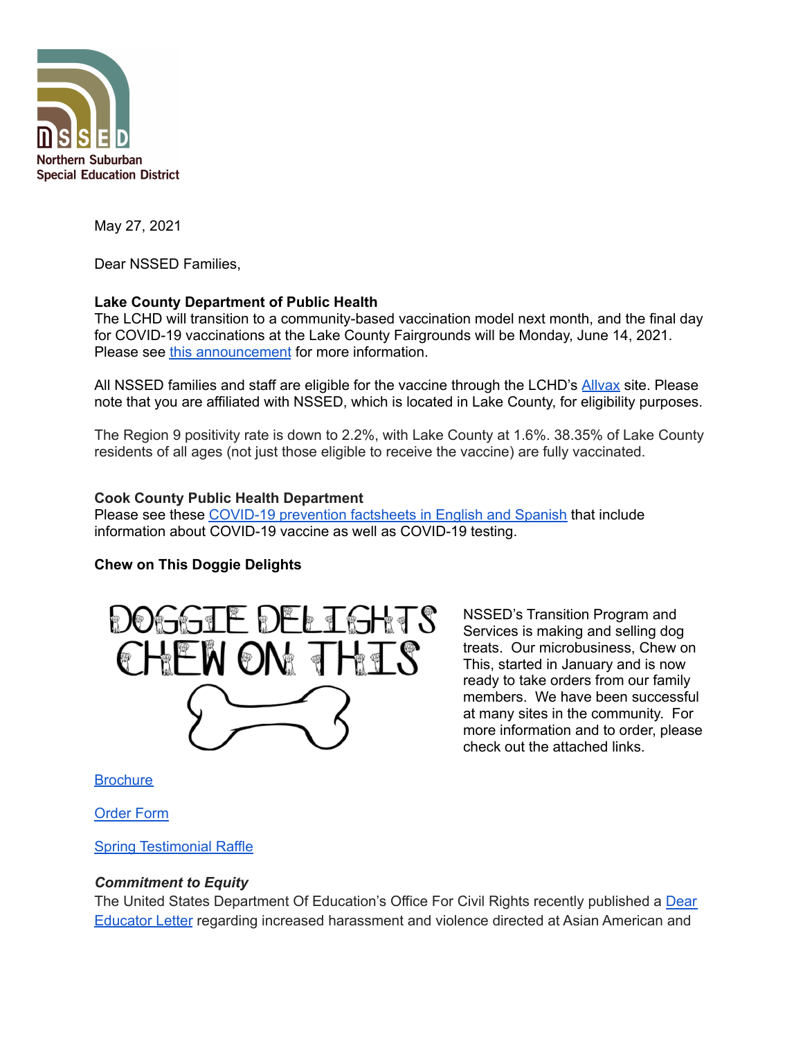Northern Suburban Special Education District

May 27, 2021

Dear NSSED Families,

**Lake County Department of Public Health**
The LCHD will transition to a community-based vaccination model next month, and the final day for COVID-19 vaccinations at the Lake County Fairgrounds will be Monday, June 14, 2021. Please see this announcement for more information.

All NSSED families and staff are eligible for the vaccine through the LCHD's Allvax site. Please note that you are affiliated with NSSED, which is located in Lake County, for eligibility purposes.

The Region 9 positivity rate is down to 2.2%, with Lake County at 1.6%. 38.35% of Lake County residents of all ages (not just those eligible to receive the vaccine) are fully vaccinated.

**Cook County Public Health Department**
Please see these COVID-19 prevention factsheets in English and Spanish that include information about COVID-19 vaccine as well as COVID-19 testing.

**Chew on This Doggie Delights**

NSSED's Transition Program and Services is making and selling dog treats. Our microbusiness, Chew on This, started in January and is now ready to take orders from our family members. We have been successful at many sites in the community. For more information and to order, please check out the attached links.

Brochure

Order Form

Spring Testimonial Raffle

***Commitment to Equity***
The United States Department Of Education's Office For Civil Rights recently published a Dear Educator Letter regarding increased harassment and violence directed at Asian American and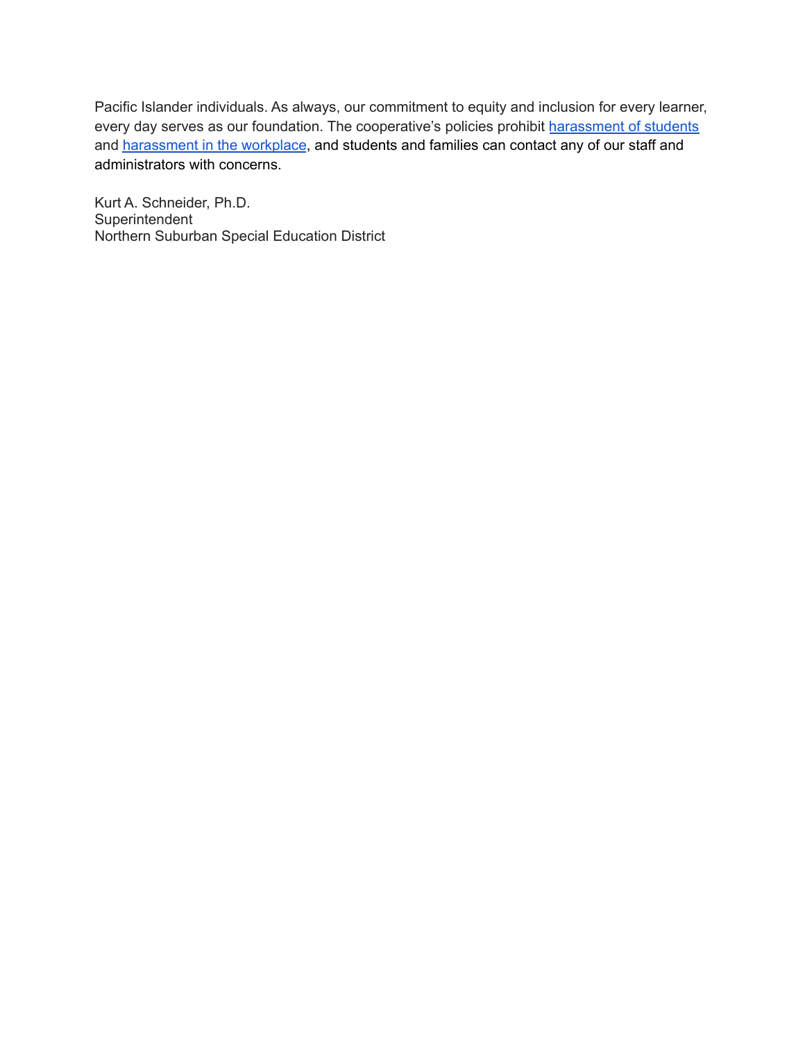Pacific Islander individuals. As always, our commitment to equity and inclusion for every learner, every day serves as our foundation. The cooperative's policies prohibit harassment of students and harassment in the workplace, and students and families can contact any of our staff and administrators with concerns.

Kurt A. Schneider, Ph.D.
Superintendent
Northern Suburban Special Education District